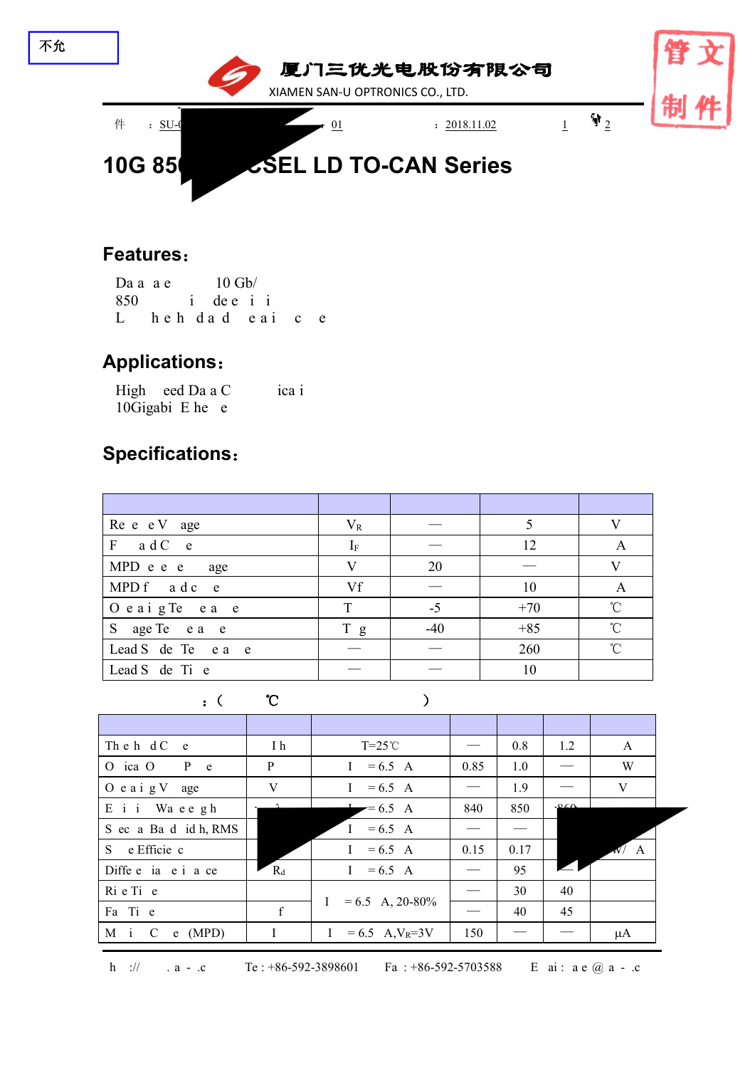不允

厦门三优光电股份有限公司

XIAMEN SAN-U OPTRONICS CO., LTD.

件 ：SU-C 01 ：2018.11.02 1 2

# 10G 850 CSEL LD TO-CAN Series

## Features：

Da a a e 10 Gb/
850 i de e i i
L h e h da d e a i c e

## Applications：

High eed Da a C ica i
10Gigabi E he e

## Specifications：

| | | | | |
|---|---|---|---|---|
| Re e e V age | $V_R$ | — | 5 | V |
| F a d C e | $I_F$ | — | 12 | A |
| MPD e e e age | V | 20 | — | V |
| MPD f a d c e | Vf | — | 10 | A |
| O e a i g Te e a e | T | -5 | +70 | ℃ |
| S age Te e a e | T g | -40 | +85 | ℃ |
| Lead S de Te e a e | — | — | 260 | ℃ |
| Lead S de Ti e | — | — | 10 | |

：( ℃ )

| | | | | | | |
|---|---|---|---|---|---|---|
| Th e h d C e | I h | T=25℃ | — | 0.8 | 1.2 | A |
| O ica O P e | P | I = 6.5 A | 0.85 | 1.0 | — | W |
| O e a i g V age | V | I = 6.5 A | — | 1.9 | — | V |
| E i i Wa e e g h | | I = 6.5 A | 840 | 850 | 860 | |
| S ec a Ba d id h, RMS | | I = 6.5 A | — | — | | |
| S e Efficie c | | I = 6.5 A | 0.15 | 0.17 | | W/ A |
| Diffe e ia e i a ce | $R_d$ | I = 6.5 A | — | 95 | — | |
| Ri e Ti e | | I = 6.5 A, 20-80% | — | 30 | 40 | |
| Fa Ti e | f | | — | 40 | 45 | |
| M i C e (MPD) | I | I = 6.5 A,$V_R$=3V | 150 | — | — | μA |

h :// . a - .c Te : +86-592-3898601 Fa : +86-592-5703588 E ai : a e @ a - .c

管文制件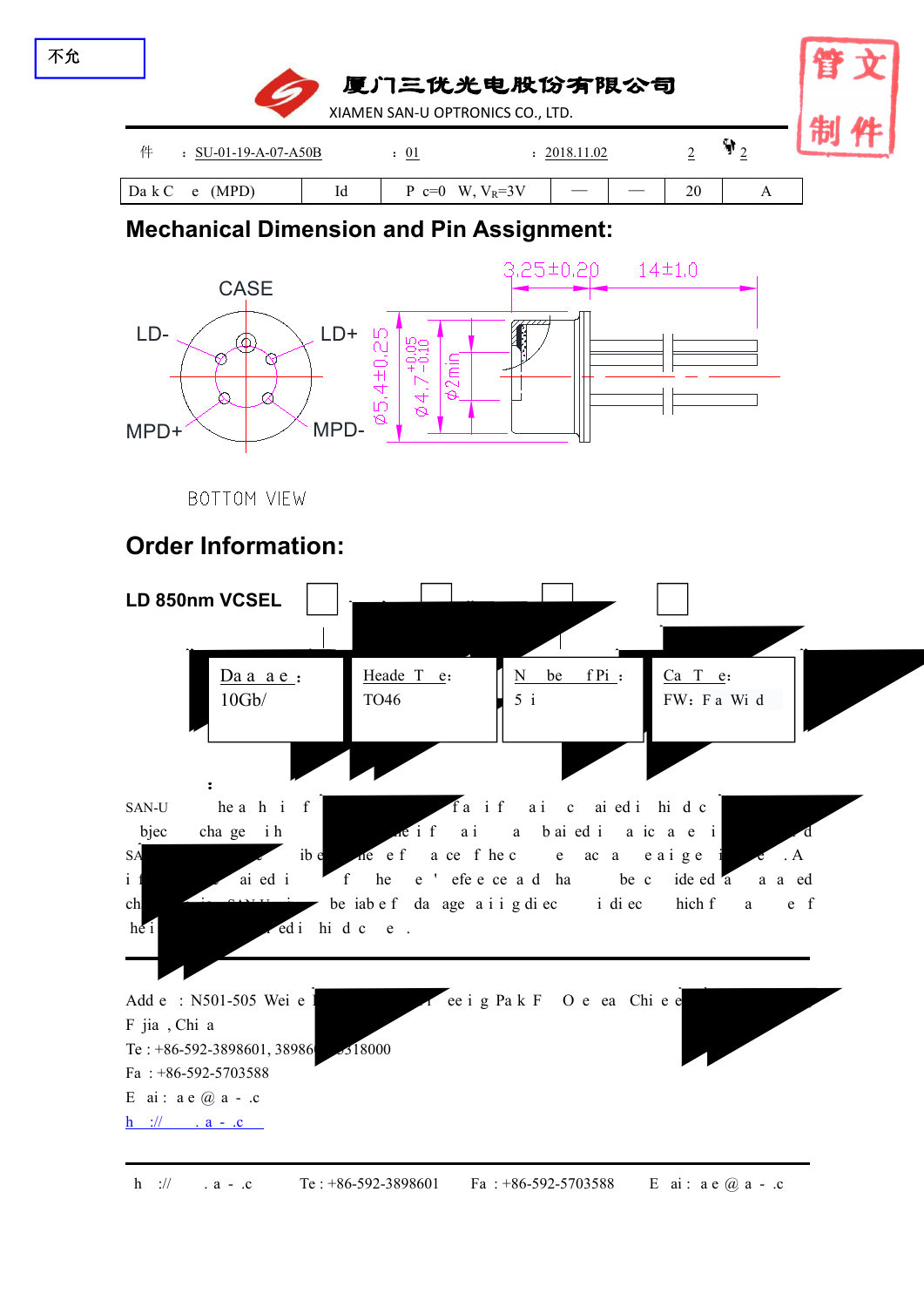| Da k C e (MPD) | Id | P c=0 W, $V_R$=3V | — | — | 20 | A |
|---|---|---|---|---|---|---|

## Mechanical Dimension and Pin Assignment:

CASE

LD-

LD+

MPD+

MPD-

3.25±0.20

14±1.0

ø5.4±0.25

ø4.7 +0.05 -0.10

ø2min

BOTTOM VIEW

## Order Information:

**LD 850nm VCSEL**

| Da a a e : 10Gb/ | Heade T e: TO46 | N be f Pi : 5 i | Ca T e: FW: F a Wi d |
|---|---|---|---|

:

SAN-U he a h i f f a i f a i c ai ed i hi d c bjec cha ge i h me i f a i a b ai ed i a ic a e i d SA ib e he e f a ce f he c e ac a e a i g e i e . A i f ai ed i f he e ' efe e ce a d ha be c ide ed a a ed ch SAN-U i be iab e f da age a i i g di ec i di ec hich f a e f he i ed i hi d c e .

Add e : N501-505 Wei e ee i g Pa k F O e ea Chi e e F jia , Chi a

Te : +86-592-3898601, 389863 318000

Fa : +86-592-5703588

E ai : a e @ a - .c

h :// . a - .c